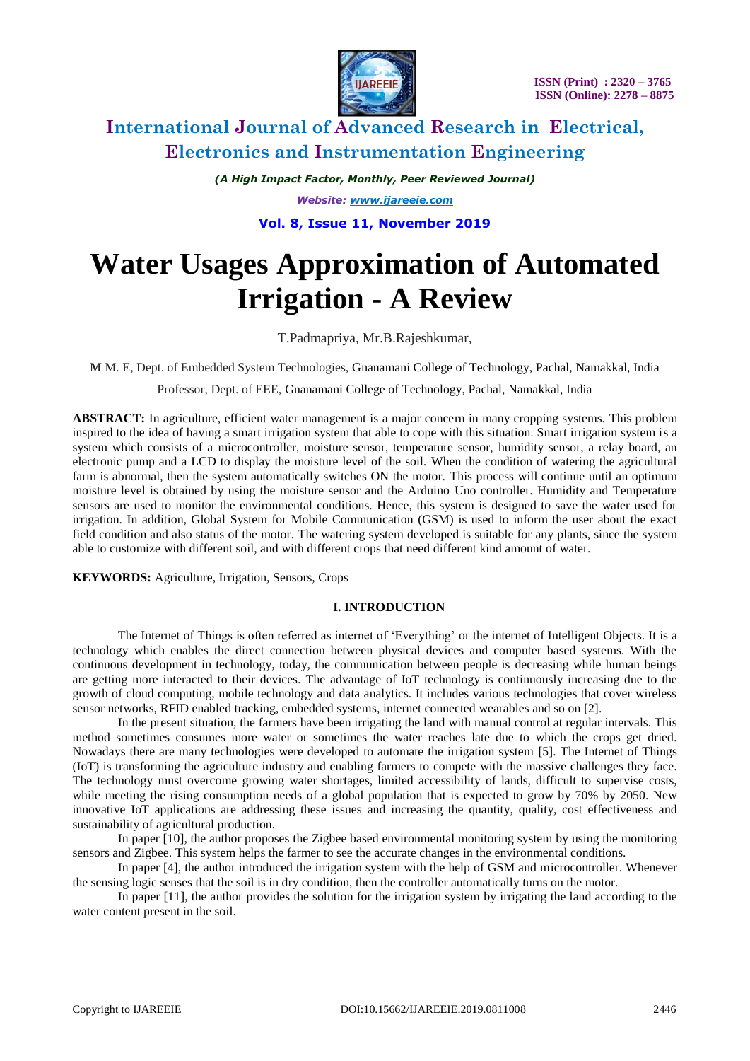# Water Usages Approximation of Automated Irrigation - A Review

T.Padmapriya, Mr.B.Rajeshkumar,

M M. E, Dept. of Embedded System Technologies, Gnanamani College of Technology, Pachal, Namakkal, India

Professor, Dept. of EEE, Gnanamani College of Technology, Pachal, Namakkal, India

**ABSTRACT:** In agriculture, efficient water management is a major concern in many cropping systems. This problem inspired to the idea of having a smart irrigation system that able to cope with this situation. Smart irrigation system is a system which consists of a microcontroller, moisture sensor, temperature sensor, humidity sensor, a relay board, an electronic pump and a LCD to display the moisture level of the soil. When the condition of watering the agricultural farm is abnormal, then the system automatically switches ON the motor. This process will continue until an optimum moisture level is obtained by using the moisture sensor and the Arduino Uno controller. Humidity and Temperature sensors are used to monitor the environmental conditions. Hence, this system is designed to save the water used for irrigation. In addition, Global System for Mobile Communication (GSM) is used to inform the user about the exact field condition and also status of the motor. The watering system developed is suitable for any plants, since the system able to customize with different soil, and with different crops that need different kind amount of water.

**KEYWORDS:** Agriculture, Irrigation, Sensors, Crops

## I. INTRODUCTION

The Internet of Things is often referred as internet of 'Everything' or the internet of Intelligent Objects. It is a technology which enables the direct connection between physical devices and computer based systems. With the continuous development in technology, today, the communication between people is decreasing while human beings are getting more interacted to their devices. The advantage of IoT technology is continuously increasing due to the growth of cloud computing, mobile technology and data analytics. It includes various technologies that cover wireless sensor networks, RFID enabled tracking, embedded systems, internet connected wearables and so on [2].

In the present situation, the farmers have been irrigating the land with manual control at regular intervals. This method sometimes consumes more water or sometimes the water reaches late due to which the crops get dried. Nowadays there are many technologies were developed to automate the irrigation system [5]. The Internet of Things (IoT) is transforming the agriculture industry and enabling farmers to compete with the massive challenges they face. The technology must overcome growing water shortages, limited accessibility of lands, difficult to supervise costs, while meeting the rising consumption needs of a global population that is expected to grow by 70% by 2050. New innovative IoT applications are addressing these issues and increasing the quantity, quality, cost effectiveness and sustainability of agricultural production.

In paper [10], the author proposes the Zigbee based environmental monitoring system by using the monitoring sensors and Zigbee. This system helps the farmer to see the accurate changes in the environmental conditions.

In paper [4], the author introduced the irrigation system with the help of GSM and microcontroller. Whenever the sensing logic senses that the soil is in dry condition, then the controller automatically turns on the motor.

In paper [11], the author provides the solution for the irrigation system by irrigating the land according to the water content present in the soil.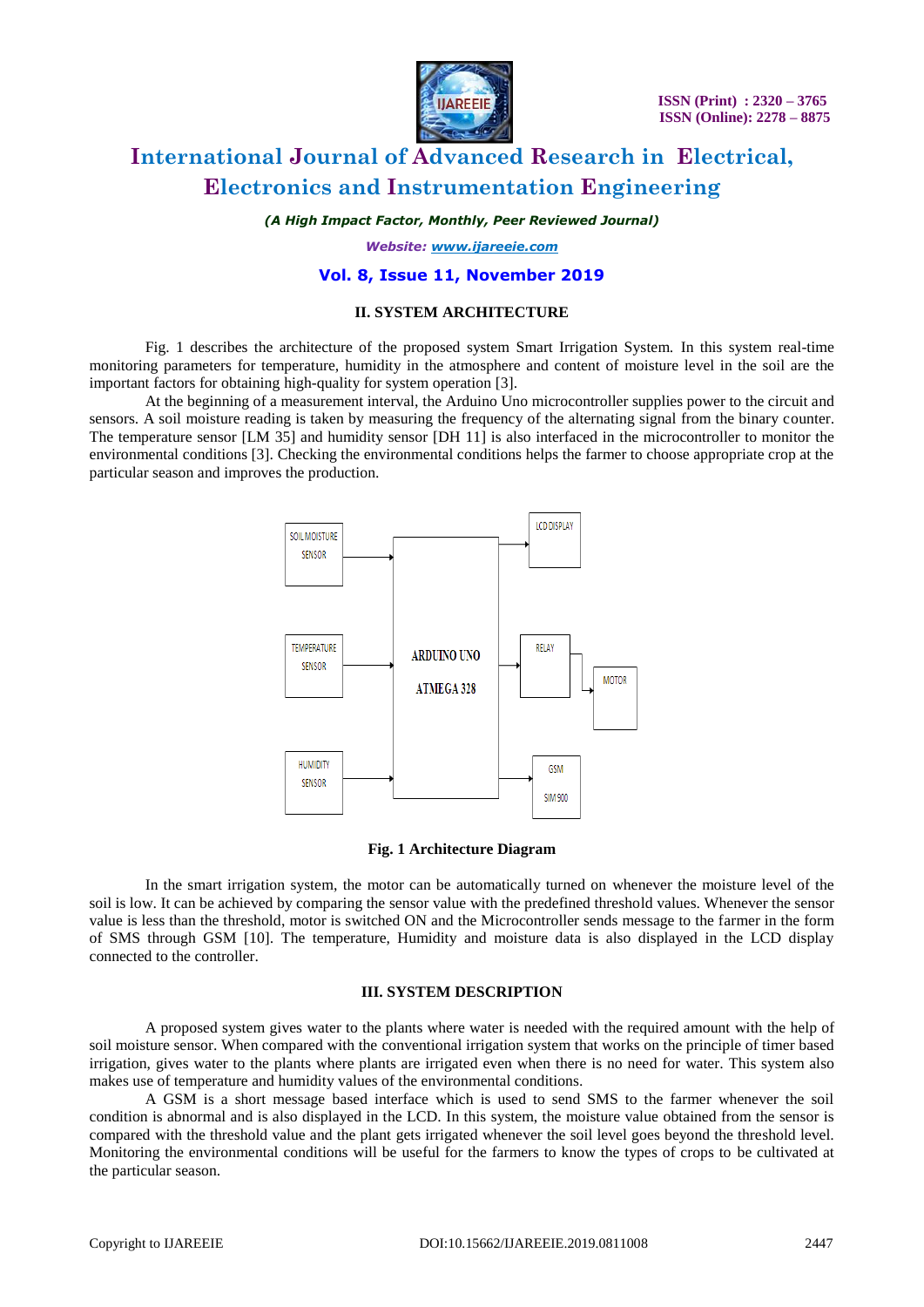## II. SYSTEM ARCHITECTURE

Fig. 1 describes the architecture of the proposed system Smart Irrigation System. In this system real-time monitoring parameters for temperature, humidity in the atmosphere and content of moisture level in the soil are the important factors for obtaining high-quality for system operation [3].

At the beginning of a measurement interval, the Arduino Uno microcontroller supplies power to the circuit and sensors. A soil moisture reading is taken by measuring the frequency of the alternating signal from the binary counter. The temperature sensor [LM 35] and humidity sensor [DH 11] is also interfaced in the microcontroller to monitor the environmental conditions [3]. Checking the environmental conditions helps the farmer to choose appropriate crop at the particular season and improves the production.

**Fig. 1 Architecture Diagram**

In the smart irrigation system, the motor can be automatically turned on whenever the moisture level of the soil is low. It can be achieved by comparing the sensor value with the predefined threshold values. Whenever the sensor value is less than the threshold, motor is switched ON and the Microcontroller sends message to the farmer in the form of SMS through GSM [10]. The temperature, Humidity and moisture data is also displayed in the LCD display connected to the controller.

## III. SYSTEM DESCRIPTION

A proposed system gives water to the plants where water is needed with the required amount with the help of soil moisture sensor. When compared with the conventional irrigation system that works on the principle of timer based irrigation, gives water to the plants where plants are irrigated even when there is no need for water. This system also makes use of temperature and humidity values of the environmental conditions.

A GSM is a short message based interface which is used to send SMS to the farmer whenever the soil condition is abnormal and is also displayed in the LCD. In this system, the moisture value obtained from the sensor is compared with the threshold value and the plant gets irrigated whenever the soil level goes beyond the threshold level. Monitoring the environmental conditions will be useful for the farmers to know the types of crops to be cultivated at the particular season.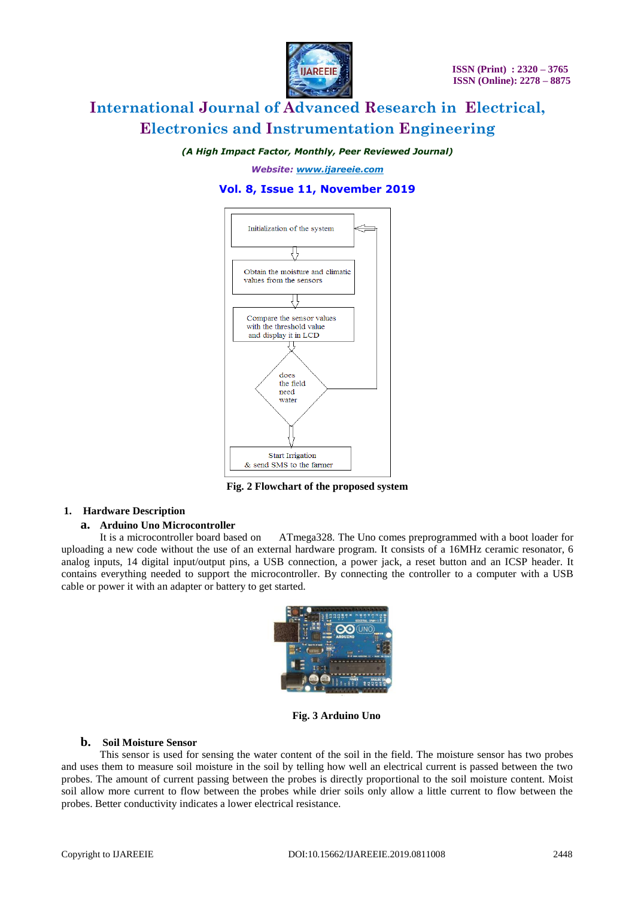Fig. 2 Flowchart of the proposed system

1. **Hardware Description**

**a. Arduino Uno Microcontroller**

It is a microcontroller board based on ATmega328. The Uno comes preprogrammed with a boot loader for uploading a new code without the use of an external hardware program. It consists of a 16MHz ceramic resonator, 6 analog inputs, 14 digital input/output pins, a USB connection, a power jack, a reset button and an ICSP header. It contains everything needed to support the microcontroller. By connecting the controller to a computer with a USB cable or power it with an adapter or battery to get started.

Fig. 3 Arduino Uno

**b. Soil Moisture Sensor**

This sensor is used for sensing the water content of the soil in the field. The moisture sensor has two probes and uses them to measure soil moisture in the soil by telling how well an electrical current is passed between the two probes. The amount of current passing between the probes is directly proportional to the soil moisture content. Moist soil allow more current to flow between the probes while drier soils only allow a little current to flow between the probes. Better conductivity indicates a lower electrical resistance.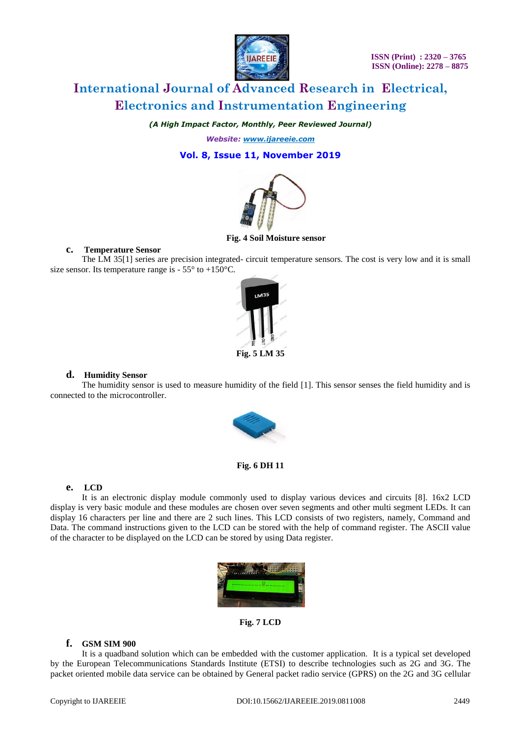Fig. 4 Soil Moisture sensor

### c. Temperature Sensor

The LM 35[1] series are precision integrated- circuit temperature sensors. The cost is very low and it is small size sensor. Its temperature range is - 55° to +150°C.

Fig. 5 LM 35

### d. Humidity Sensor

The humidity sensor is used to measure humidity of the field [1]. This sensor senses the field humidity and is connected to the microcontroller.

Fig. 6 DH 11

### e. LCD

It is an electronic display module commonly used to display various devices and circuits [8]. 16x2 LCD display is very basic module and these modules are chosen over seven segments and other multi segment LEDs. It can display 16 characters per line and there are 2 such lines. This LCD consists of two registers, namely, Command and Data. The command instructions given to the LCD can be stored with the help of command register. The ASCII value of the character to be displayed on the LCD can be stored by using Data register.

Fig. 7 LCD

### f. GSM SIM 900

It is a quadband solution which can be embedded with the customer application. It is a typical set developed by the European Telecommunications Standards Institute (ETSI) to describe technologies such as 2G and 3G. The packet oriented mobile data service can be obtained by General packet radio service (GPRS) on the 2G and 3G cellular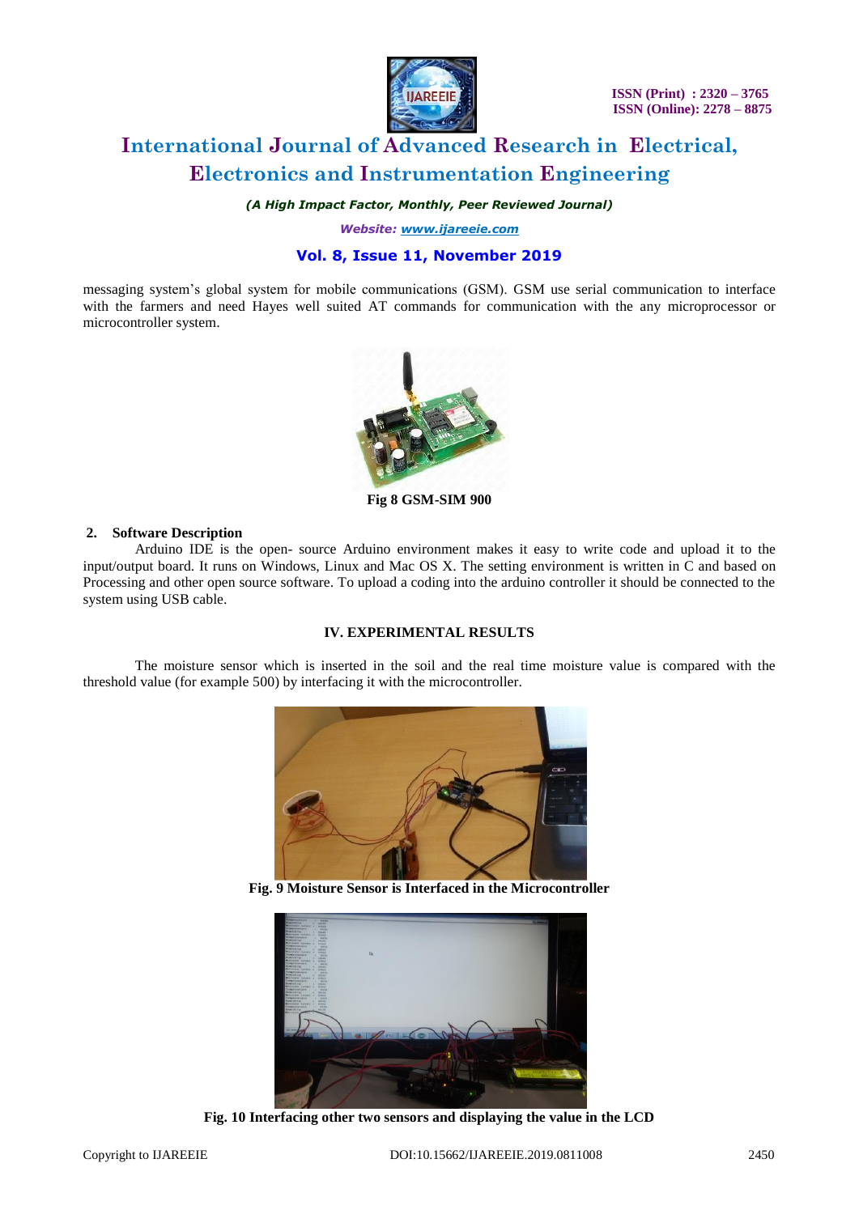messaging system's global system for mobile communications (GSM). GSM use serial communication to interface with the farmers and need Hayes well suited AT commands for communication with the any microprocessor or microcontroller system.

**Fig 8 GSM-SIM 900**

**2. Software Description**

Arduino IDE is the open- source Arduino environment makes it easy to write code and upload it to the input/output board. It runs on Windows, Linux and Mac OS X. The setting environment is written in C and based on Processing and other open source software. To upload a coding into the arduino controller it should be connected to the system using USB cable.

## IV. EXPERIMENTAL RESULTS

The moisture sensor which is inserted in the soil and the real time moisture value is compared with the threshold value (for example 500) by interfacing it with the microcontroller.

**Fig. 9 Moisture Sensor is Interfaced in the Microcontroller**

**Fig. 10 Interfacing other two sensors and displaying the value in the LCD**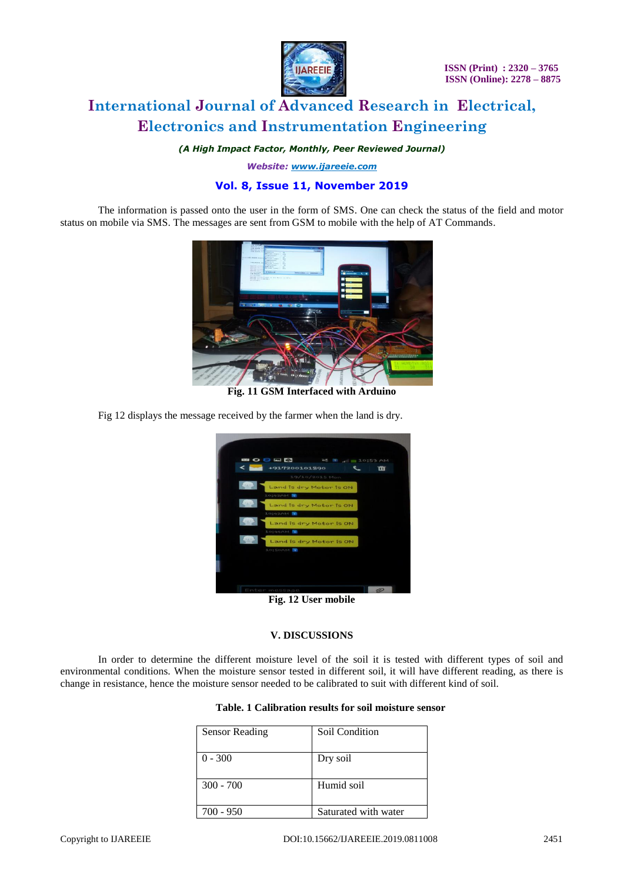The information is passed onto the user in the form of SMS. One can check the status of the field and motor status on mobile via SMS. The messages are sent from GSM to mobile with the help of AT Commands.

**Fig. 11 GSM Interfaced with Arduino**

Fig 12 displays the message received by the farmer when the land is dry.

**Fig. 12 User mobile**

## V. DISCUSSIONS

In order to determine the different moisture level of the soil it is tested with different types of soil and environmental conditions. When the moisture sensor tested in different soil, it will have different reading, as there is change in resistance, hence the moisture sensor needed to be calibrated to suit with different kind of soil.

**Table. 1 Calibration results for soil moisture sensor**

| Sensor Reading | Soil Condition |
|---|---|
| 0 - 300 | Dry soil |
| 300 - 700 | Humid soil |
| 700 - 950 | Saturated with water |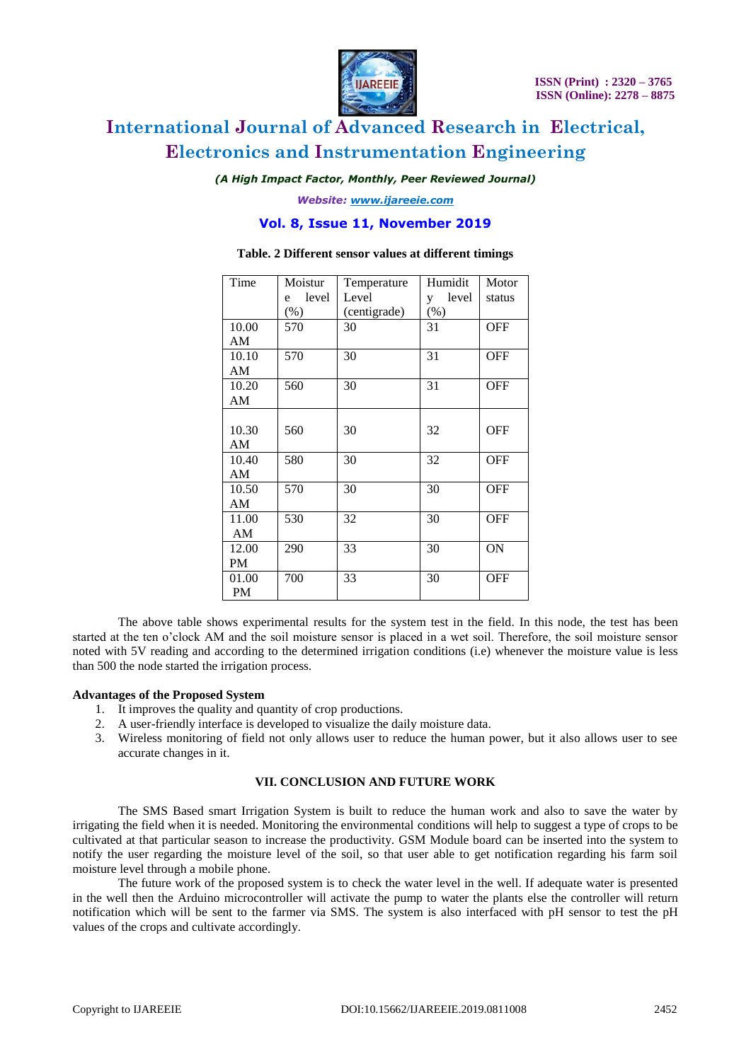**Table. 2 Different sensor values at different timings**

| Time | Moisture level (%) | Temperature Level (centigrade) | Humidity level (%) | Motor status |
|---|---|---|---|---|
| 10.00 AM | 570 | 30 | 31 | OFF |
| 10.10 AM | 570 | 30 | 31 | OFF |
| 10.20 AM | 560 | 30 | 31 | OFF |
| 10.30 AM | 560 | 30 | 32 | OFF |
| 10.40 AM | 580 | 30 | 32 | OFF |
| 10.50 AM | 570 | 30 | 30 | OFF |
| 11.00 AM | 530 | 32 | 30 | OFF |
| 12.00 PM | 290 | 33 | 30 | ON |
| 01.00 PM | 700 | 33 | 30 | OFF |

The above table shows experimental results for the system test in the field. In this node, the test has been started at the ten o'clock AM and the soil moisture sensor is placed in a wet soil. Therefore, the soil moisture sensor noted with 5V reading and according to the determined irrigation conditions (i.e) whenever the moisture value is less than 500 the node started the irrigation process.

**Advantages of the Proposed System**

1. It improves the quality and quantity of crop productions.
2. A user-friendly interface is developed to visualize the daily moisture data.
3. Wireless monitoring of field not only allows user to reduce the human power, but it also allows user to see accurate changes in it.

## VII. CONCLUSION AND FUTURE WORK

The SMS Based smart Irrigation System is built to reduce the human work and also to save the water by irrigating the field when it is needed. Monitoring the environmental conditions will help to suggest a type of crops to be cultivated at that particular season to increase the productivity. GSM Module board can be inserted into the system to notify the user regarding the moisture level of the soil, so that user able to get notification regarding his farm soil moisture level through a mobile phone.

The future work of the proposed system is to check the water level in the well. If adequate water is presented in the well then the Arduino microcontroller will activate the pump to water the plants else the controller will return notification which will be sent to the farmer via SMS. The system is also interfaced with pH sensor to test the pH values of the crops and cultivate accordingly.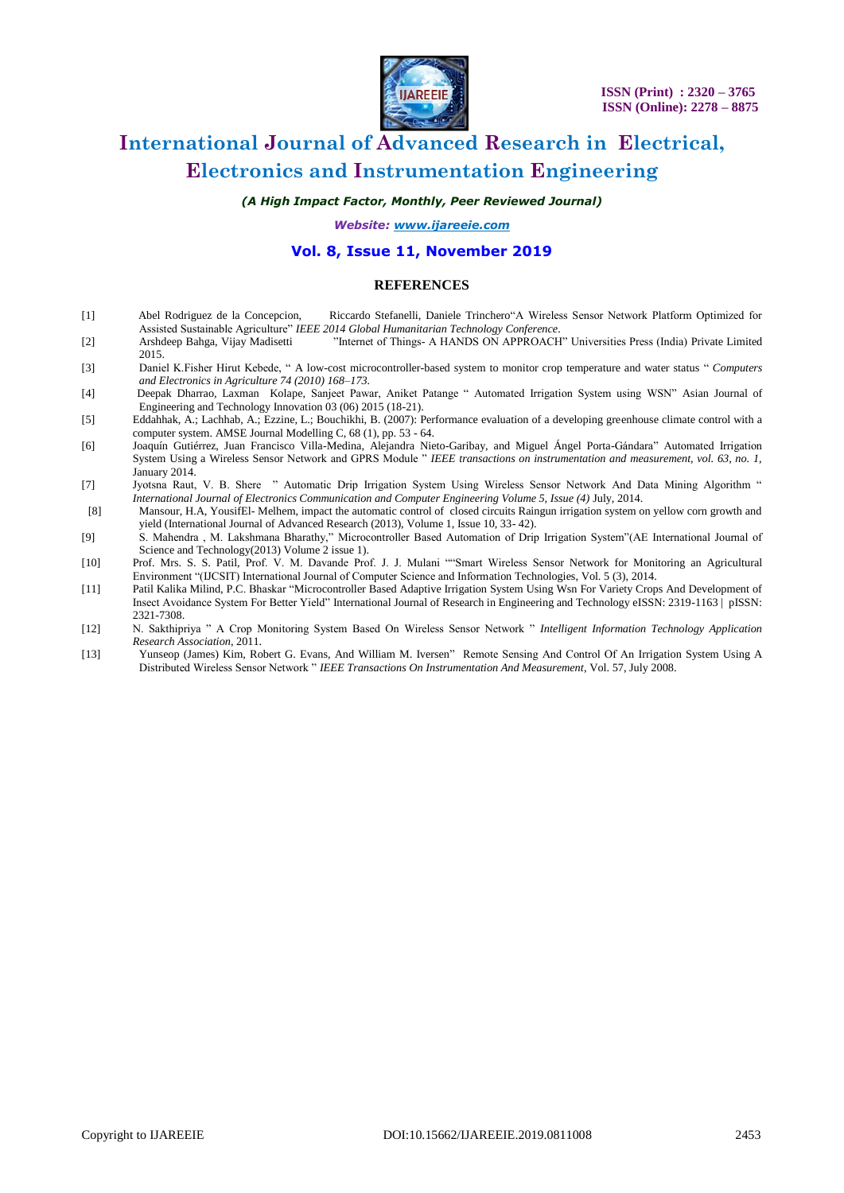## REFERENCES

[1] Abel Rodriguez de la Concepcion, Riccardo Stefanelli, Daniele Trinchero"A Wireless Sensor Network Platform Optimized for Assisted Sustainable Agriculture" *IEEE 2014 Global Humanitarian Technology Conference*.

[2] Arshdeep Bahga, Vijay Madisetti "Internet of Things- A HANDS ON APPROACH" Universities Press (India) Private Limited 2015.

[3] Daniel K.Fisher Hirut Kebede, " A low-cost microcontroller-based system to monitor crop temperature and water status " *Computers and Electronics in Agriculture 74 (2010) 168–173.*

[4] Deepak Dharrao, Laxman Kolape, Sanjeet Pawar, Aniket Patange " Automated Irrigation System using WSN" Asian Journal of Engineering and Technology Innovation 03 (06) 2015 (18-21).

[5] Eddahhak, A.; Lachhab, A.; Ezzine, L.; Bouchikhi, B. (2007): Performance evaluation of a developing greenhouse climate control with a computer system. AMSE Journal Modelling C, 68 (1), pp. 53 - 64.

[6] Joaquín Gutiérrez, Juan Francisco Villa-Medina, Alejandra Nieto-Garibay, and Miguel Ángel Porta-Gándara" Automated Irrigation System Using a Wireless Sensor Network and GPRS Module " *IEEE transactions on instrumentation and measurement, vol. 63, no. 1,* January 2014.

[7] Jyotsna Raut, V. B. Shere " Automatic Drip Irrigation System Using Wireless Sensor Network And Data Mining Algorithm " *International Journal of Electronics Communication and Computer Engineering Volume 5, Issue (4)* July, 2014.

[8] Mansour, H.A, YousifEl- Melhem, impact the automatic control of closed circuits Raingun irrigation system on yellow corn growth and yield (International Journal of Advanced Research (2013), Volume 1, Issue 10, 33- 42).

[9] S. Mahendra , M. Lakshmana Bharathy," Microcontroller Based Automation of Drip Irrigation System"(AE International Journal of Science and Technology(2013) Volume 2 issue 1).

[10] Prof. Mrs. S. S. Patil, Prof. V. M. Davande Prof. J. J. Mulani ""Smart Wireless Sensor Network for Monitoring an Agricultural Environment "(IJCSIT) International Journal of Computer Science and Information Technologies, Vol. 5 (3), 2014.

[11] Patil Kalika Milind, P.C. Bhaskar "Microcontroller Based Adaptive Irrigation System Using Wsn For Variety Crops And Development of Insect Avoidance System For Better Yield" International Journal of Research in Engineering and Technology eISSN: 2319-1163 | pISSN: 2321-7308.

[12] N. Sakthipriya " A Crop Monitoring System Based On Wireless Sensor Network " *Intelligent Information Technology Application Research Association*, 2011.

[13] Yunseop (James) Kim, Robert G. Evans, And William M. Iversen" Remote Sensing And Control Of An Irrigation System Using A Distributed Wireless Sensor Network " *IEEE Transactions On Instrumentation And Measurement*, Vol. 57, July 2008.